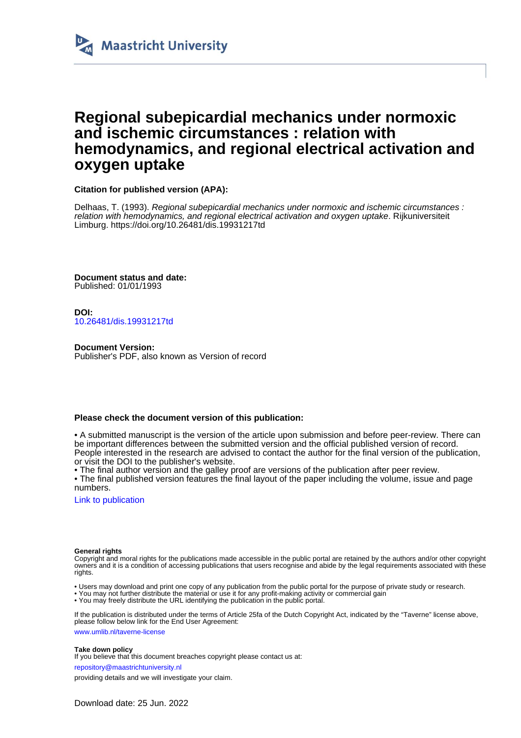Maastricht University

# Regional subepicardial mechanics under normoxic and ischemic circumstances : relation with hemodynamics, and regional electrical activation and oxygen uptake

**Citation for published version (APA):**

Delhaas, T. (1993). *Regional subepicardial mechanics under normoxic and ischemic circumstances : relation with hemodynamics, and regional electrical activation and oxygen uptake*. Rijkuniversiteit Limburg. https://doi.org/10.26481/dis.19931217td

**Document status and date:**
Published: 01/01/1993

**DOI:**
10.26481/dis.19931217td

**Document Version:**
Publisher's PDF, also known as Version of record

**Please check the document version of this publication:**

• A submitted manuscript is the version of the article upon submission and before peer-review. There can be important differences between the submitted version and the official published version of record. People interested in the research are advised to contact the author for the final version of the publication, or visit the DOI to the publisher's website.
• The final author version and the galley proof are versions of the publication after peer review.
• The final published version features the final layout of the paper including the volume, issue and page numbers.

Link to publication

**General rights**
Copyright and moral rights for the publications made accessible in the public portal are retained by the authors and/or other copyright owners and it is a condition of accessing publications that users recognise and abide by the legal requirements associated with these rights.

• Users may download and print one copy of any publication from the public portal for the purpose of private study or research.
• You may not further distribute the material or use it for any profit-making activity or commercial gain
• You may freely distribute the URL identifying the publication in the public portal.

If the publication is distributed under the terms of Article 25fa of the Dutch Copyright Act, indicated by the "Taverne" license above, please follow below link for the End User Agreement:

www.umlib.nl/taverne-license

**Take down policy**
If you believe that this document breaches copyright please contact us at:

repository@maastrichtuniversity.nl

providing details and we will investigate your claim.

Download date: 25 Jun. 2022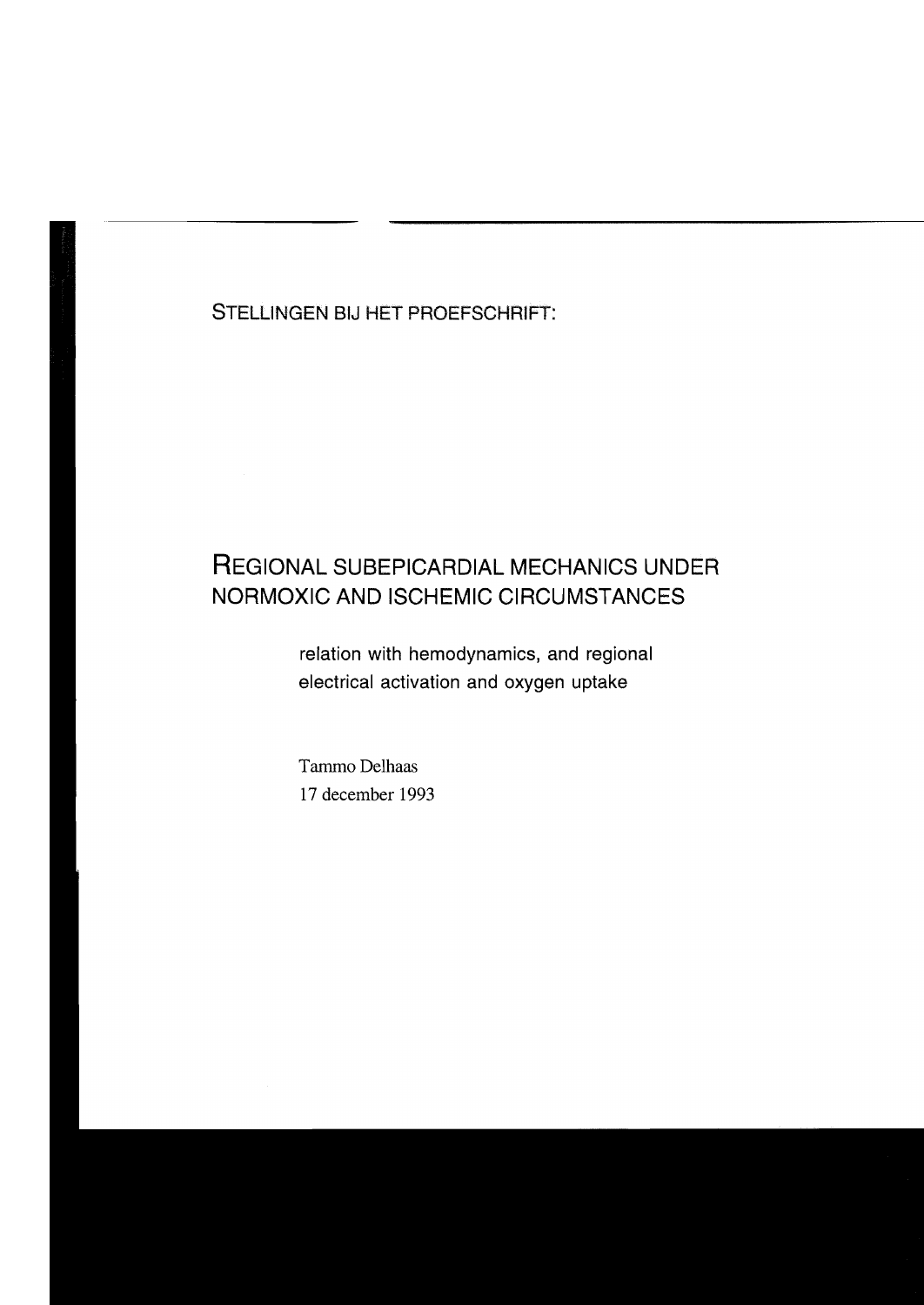STELLINGEN BIJ HET PROEFSCHRIFT:

# REGIONAL SUBEPICARDIAL MECHANICS UNDER NORMOXIC AND ISCHEMIC CIRCUMSTANCES

relation with hemodynamics, and regional electrical activation and oxygen uptake

Tammo Delhaas
17 december 1993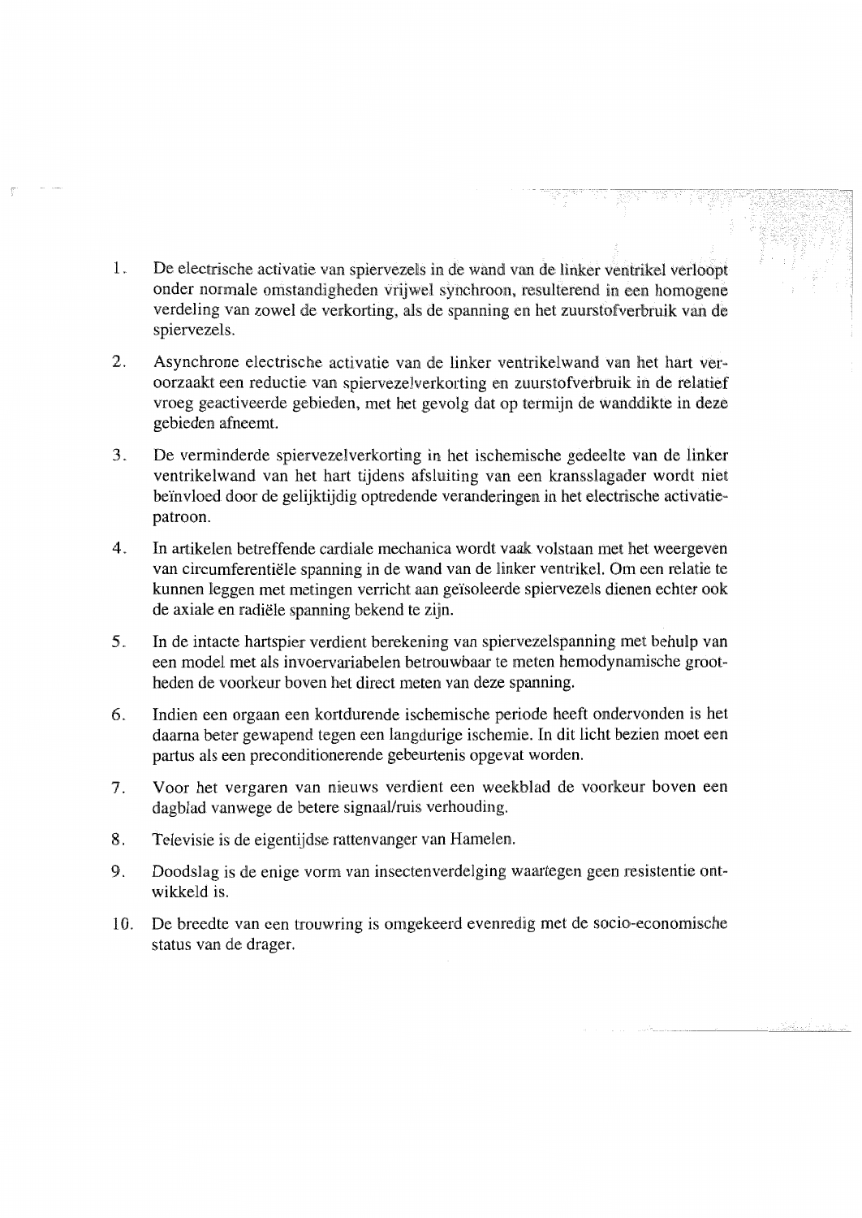1. De electrische activatie van spiervezels in de wand van de linker ventrikel verloopt onder normale omstandigheden vrijwel synchroon, resulterend in een homogene verdeling van zowel de verkorting, als de spanning en het zuurstofverbruik van de spiervezels.

2. Asynchrone electrische activatie van de linker ventrikelwand van het hart veroorzaakt een reductie van spiervezelverkorting en zuurstofverbruik in de relatief vroeg geactiveerde gebieden, met het gevolg dat op termijn de wanddikte in deze gebieden afneemt.

3. De verminderde spiervezelverkorting in het ischemische gedeelte van de linker ventrikelwand van het hart tijdens afsluiting van een kransslagader wordt niet beïnvloed door de gelijktijdig optredende veranderingen in het electrische activatiepatroon.

4. In artikelen betreffende cardiale mechanica wordt vaak volstaan met het weergeven van circumferentiële spanning in de wand van de linker ventrikel. Om een relatie te kunnen leggen met metingen verricht aan geïsoleerde spiervezels dienen echter ook de axiale en radiële spanning bekend te zijn.

5. In de intacte hartspier verdient berekening van spiervezelspanning met behulp van een model met als invoervariabelen betrouwbaar te meten hemodynamische grootheden de voorkeur boven het direct meten van deze spanning.

6. Indien een orgaan een kortdurende ischemische periode heeft ondervonden is het daarna beter gewapend tegen een langdurige ischemie. In dit licht bezien moet een partus als een preconditionerende gebeurtenis opgevat worden.

7. Voor het vergaren van nieuws verdient een weekblad de voorkeur boven een dagblad vanwege de betere signaal/ruis verhouding.

8. Televisie is de eigentijdse rattenvanger van Hamelen.

9. Doodslag is de enige vorm van insectenverdelging waartegen geen resistentie ontwikkeld is.

10. De breedte van een trouwring is omgekeerd evenredig met de socio-economische status van de drager.